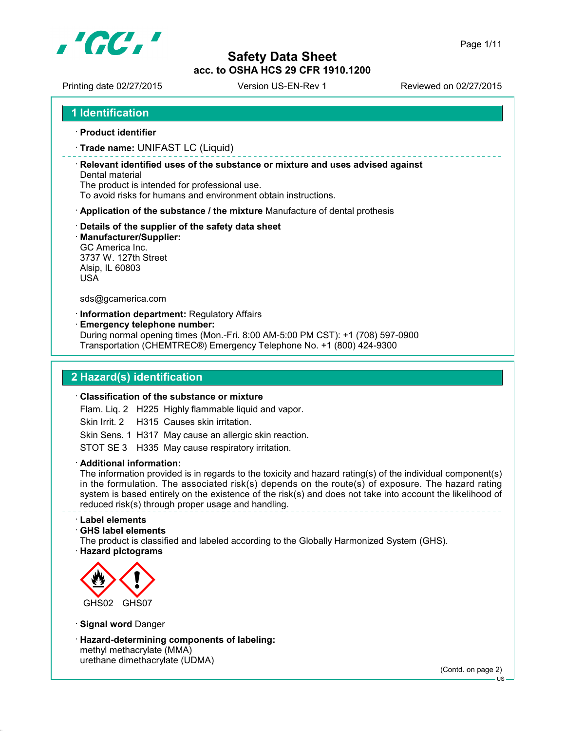# Safety Data Sheet
**acc. to OSHA HCS 29 CFR 1910.1200**

Printing date 02/27/2015 | Version US-EN-Rev 1 | Reviewed on 02/27/2015

## 1 Identification

· **Product identifier**

· **Trade name:** UNIFAST LC (Liquid)

· **Relevant identified uses of the substance or mixture and uses advised against**
Dental material
The product is intended for professional use.
To avoid risks for humans and environment obtain instructions.

· **Application of the substance / the mixture** Manufacture of dental prothesis

· **Details of the supplier of the safety data sheet**
· **Manufacturer/Supplier:**
GC America Inc.
3737 W. 127th Street
Alsip, IL 60803
USA

sds@gcamerica.com

· **Information department:** Regulatory Affairs
· **Emergency telephone number:**
During normal opening times (Mon.-Fri. 8:00 AM-5:00 PM CST): +1 (708) 597-0900
Transportation (CHEMTREC®) Emergency Telephone No. +1 (800) 424-9300

## 2 Hazard(s) identification

· **Classification of the substance or mixture**

| | | |
|---|---|---|
| Flam. Liq. 2 | H225 | Highly flammable liquid and vapor. |
| Skin Irrit. 2 | H315 | Causes skin irritation. |
| Skin Sens. 1 | H317 | May cause an allergic skin reaction. |
| STOT SE 3 | H335 | May cause respiratory irritation. |

· **Additional information:**
The information provided is in regards to the toxicity and hazard rating(s) of the individual component(s) in the formulation. The associated risk(s) depends on the route(s) of exposure. The hazard rating system is based entirely on the existence of the risk(s) and does not take into account the likelihood of reduced risk(s) through proper usage and handling.

· **Label elements**
· **GHS label elements**
The product is classified and labeled according to the Globally Harmonized System (GHS).
· **Hazard pictograms**

GHS02 GHS07

· **Signal word** Danger

· **Hazard-determining components of labeling:**
methyl methacrylate (MMA)
urethane dimethacrylate (UDMA)

(Contd. on page 2)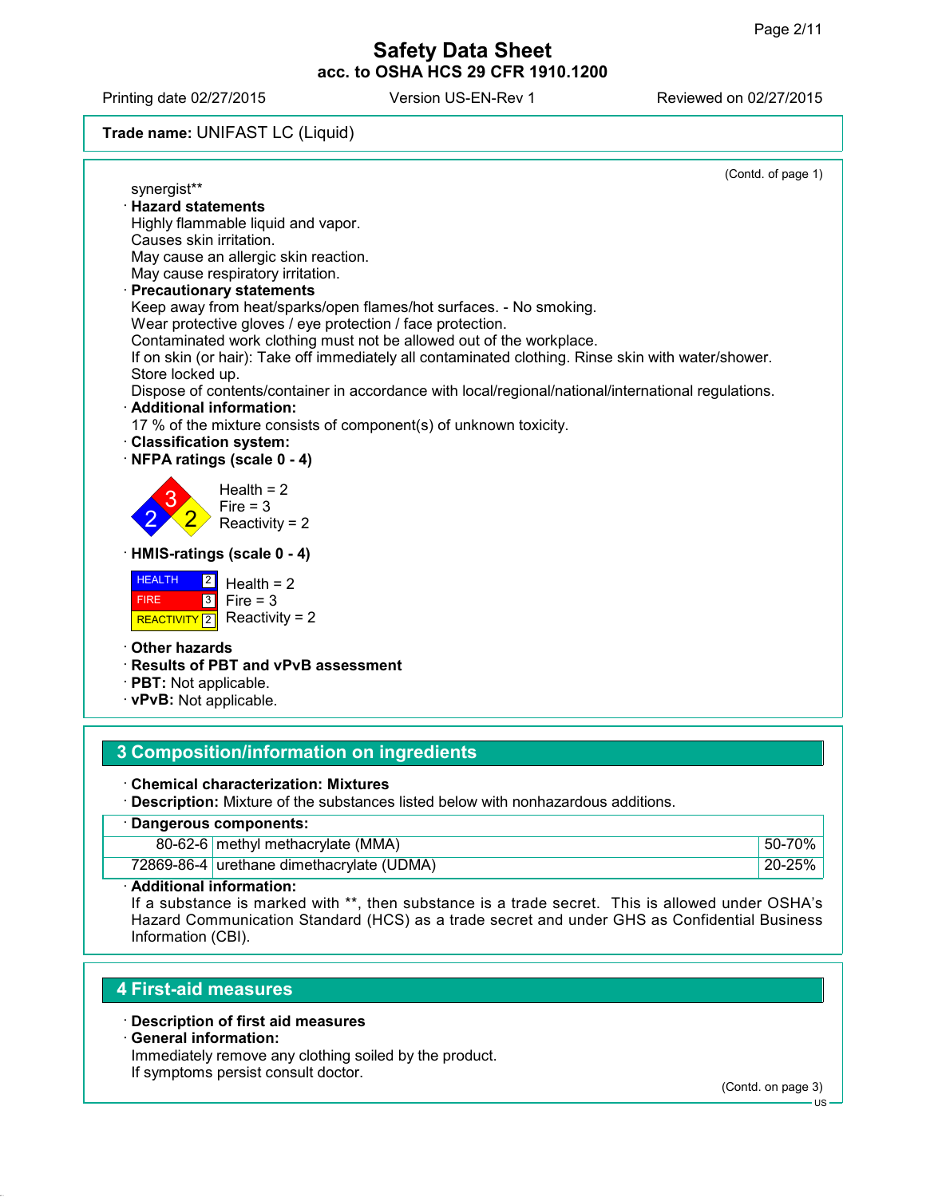**Trade name:** UNIFAST LC (Liquid)

(Contd. of page 1)

synergist**

· **Hazard statements**
Highly flammable liquid and vapor.
Causes skin irritation.
May cause an allergic skin reaction.
May cause respiratory irritation.

· **Precautionary statements**
Keep away from heat/sparks/open flames/hot surfaces. - No smoking.
Wear protective gloves / eye protection / face protection.
Contaminated work clothing must not be allowed out of the workplace.
If on skin (or hair): Take off immediately all contaminated clothing. Rinse skin with water/shower.
Store locked up.
Dispose of contents/container in accordance with local/regional/national/international regulations.

· **Additional information:**
17 % of the mixture consists of component(s) of unknown toxicity.

· **Classification system:**

· **NFPA ratings (scale 0 - 4)**

Health = 2
Fire = 3
Reactivity = 2

· **HMIS-ratings (scale 0 - 4)**

| HEALTH | 2 |
|---|---|
| FIRE | 3 |
| REACTIVITY | 2 |

Health = 2
Fire = 3
Reactivity = 2

· **Other hazards**

· **Results of PBT and vPvB assessment**

· **PBT:** Not applicable.

· **vPvB:** Not applicable.

## 3 Composition/information on ingredients

· **Chemical characterization: Mixtures**

· **Description:** Mixture of the substances listed below with nonhazardous additions.

| · Dangerous components: | | |
|---|---|---|
| 80-62-6 | methyl methacrylate (MMA) | 50-70% |
| 72869-86-4 | urethane dimethacrylate (UDMA) | 20-25% |

· **Additional information:**
If a substance is marked with **, then substance is a trade secret. This is allowed under OSHA's Hazard Communication Standard (HCS) as a trade secret and under GHS as Confidential Business Information (CBI).

## 4 First-aid measures

· **Description of first aid measures**

· **General information:**
Immediately remove any clothing soiled by the product.
If symptoms persist consult doctor.

(Contd. on page 3)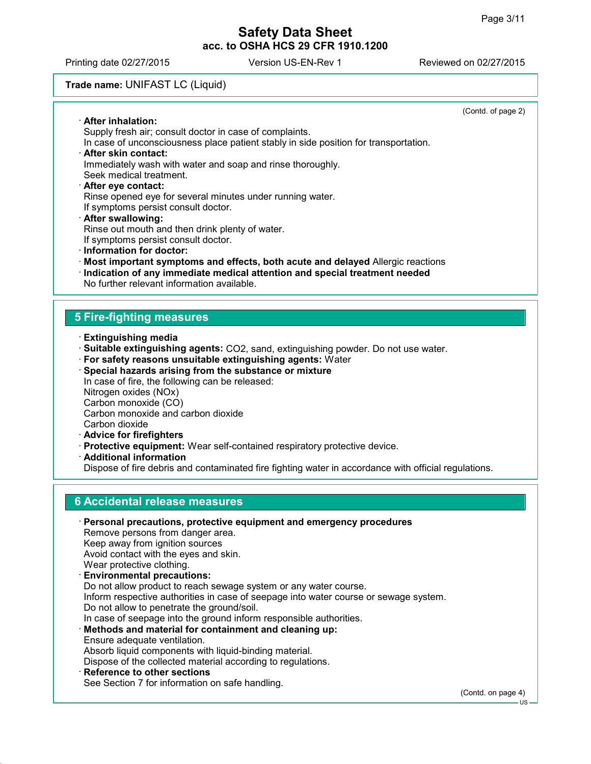**Trade name:** UNIFAST LC (Liquid)

(Contd. of page 2)

· **After inhalation:**
Supply fresh air; consult doctor in case of complaints.
In case of unconsciousness place patient stably in side position for transportation.

· **After skin contact:**
Immediately wash with water and soap and rinse thoroughly.
Seek medical treatment.

· **After eye contact:**
Rinse opened eye for several minutes under running water.
If symptoms persist consult doctor.

· **After swallowing:**
Rinse out mouth and then drink plenty of water.
If symptoms persist consult doctor.

· **Information for doctor:**

· **Most important symptoms and effects, both acute and delayed** Allergic reactions

· **Indication of any immediate medical attention and special treatment needed**
No further relevant information available.

## 5 Fire-fighting measures

· **Extinguishing media**

· **Suitable extinguishing agents:** $CO_2$, sand, extinguishing powder. Do not use water.

· **For safety reasons unsuitable extinguishing agents:** Water

· **Special hazards arising from the substance or mixture**
In case of fire, the following can be released:
Nitrogen oxides (NOx)
Carbon monoxide (CO)
Carbon monoxide and carbon dioxide
Carbon dioxide

· **Advice for firefighters**

· **Protective equipment:** Wear self-contained respiratory protective device.

· **Additional information**
Dispose of fire debris and contaminated fire fighting water in accordance with official regulations.

## 6 Accidental release measures

· **Personal precautions, protective equipment and emergency procedures**
Remove persons from danger area.
Keep away from ignition sources
Avoid contact with the eyes and skin.
Wear protective clothing.

· **Environmental precautions:**
Do not allow product to reach sewage system or any water course.
Inform respective authorities in case of seepage into water course or sewage system.
Do not allow to penetrate the ground/soil.
In case of seepage into the ground inform responsible authorities.

· **Methods and material for containment and cleaning up:**
Ensure adequate ventilation.
Absorb liquid components with liquid-binding material.
Dispose of the collected material according to regulations.

· **Reference to other sections**
See Section 7 for information on safe handling.

(Contd. on page 4)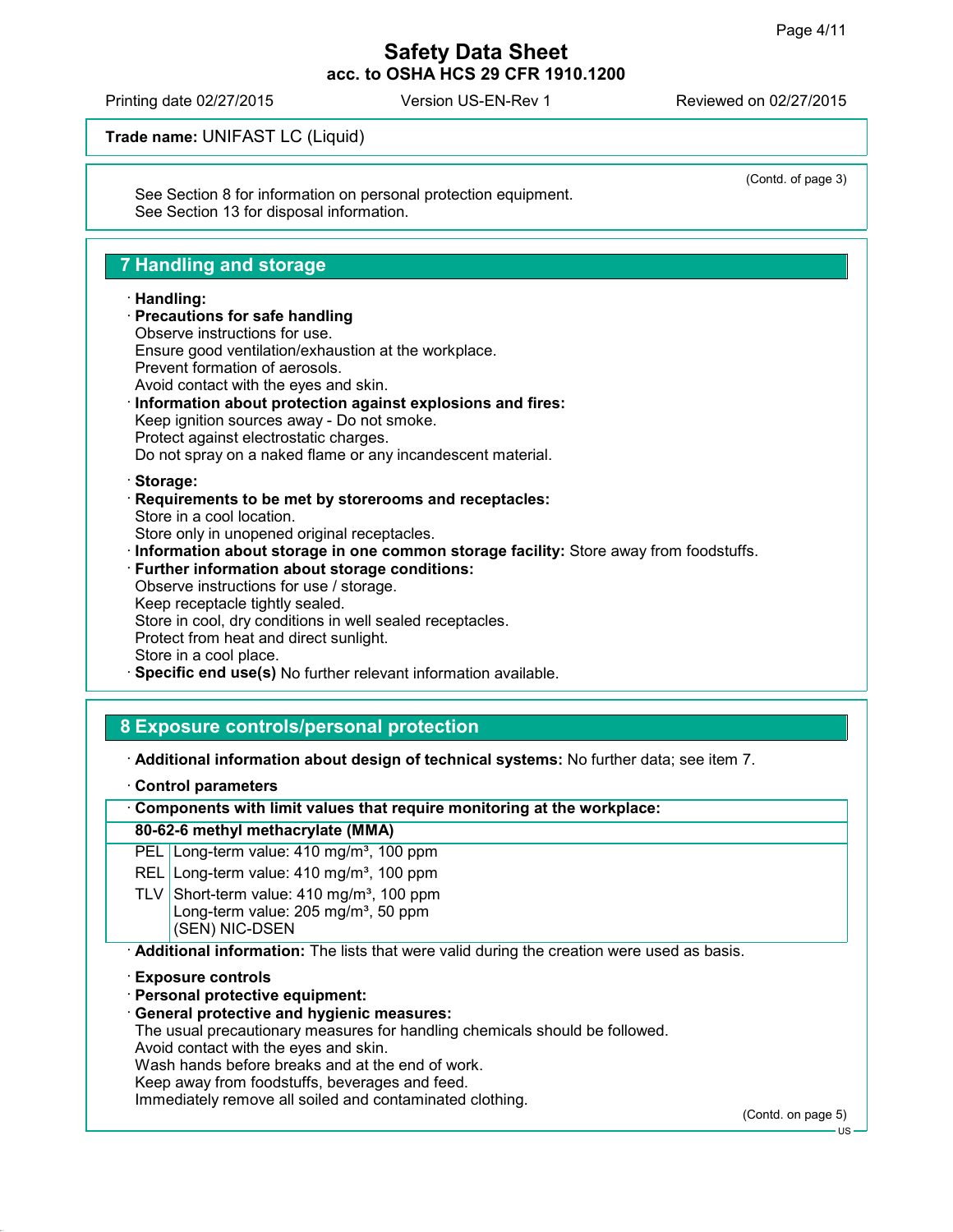**Trade name:** UNIFAST LC (Liquid)

(Contd. of page 3)

See Section 8 for information on personal protection equipment.
See Section 13 for disposal information.

## 7 Handling and storage

· **Handling:**
· **Precautions for safe handling**
Observe instructions for use.
Ensure good ventilation/exhaustion at the workplace.
Prevent formation of aerosols.
Avoid contact with the eyes and skin.
· **Information about protection against explosions and fires:**
Keep ignition sources away - Do not smoke.
Protect against electrostatic charges.
Do not spray on a naked flame or any incandescent material.

· **Storage:**
· **Requirements to be met by storerooms and receptacles:**
Store in a cool location.
Store only in unopened original receptacles.
· **Information about storage in one common storage facility:** Store away from foodstuffs.
· **Further information about storage conditions:**
Observe instructions for use / storage.
Keep receptacle tightly sealed.
Store in cool, dry conditions in well sealed receptacles.
Protect from heat and direct sunlight.
Store in a cool place.
· **Specific end use(s)** No further relevant information available.

## 8 Exposure controls/personal protection

· **Additional information about design of technical systems:** No further data; see item 7.

· **Control parameters**

| · **Components with limit values that require monitoring at the workplace:** | |
|---|---|
| **80-62-6 methyl methacrylate (MMA)** | |
| PEL | Long-term value: 410 mg/m³, 100 ppm |
| REL | Long-term value: 410 mg/m³, 100 ppm |
| TLV | Short-term value: 410 mg/m³, 100 ppm<br>Long-term value: 205 mg/m³, 50 ppm<br>(SEN) NIC-DSEN |

· **Additional information:** The lists that were valid during the creation were used as basis.

· **Exposure controls**
· **Personal protective equipment:**
· **General protective and hygienic measures:**
The usual precautionary measures for handling chemicals should be followed.
Avoid contact with the eyes and skin.
Wash hands before breaks and at the end of work.
Keep away from foodstuffs, beverages and feed.
Immediately remove all soiled and contaminated clothing.

(Contd. on page 5)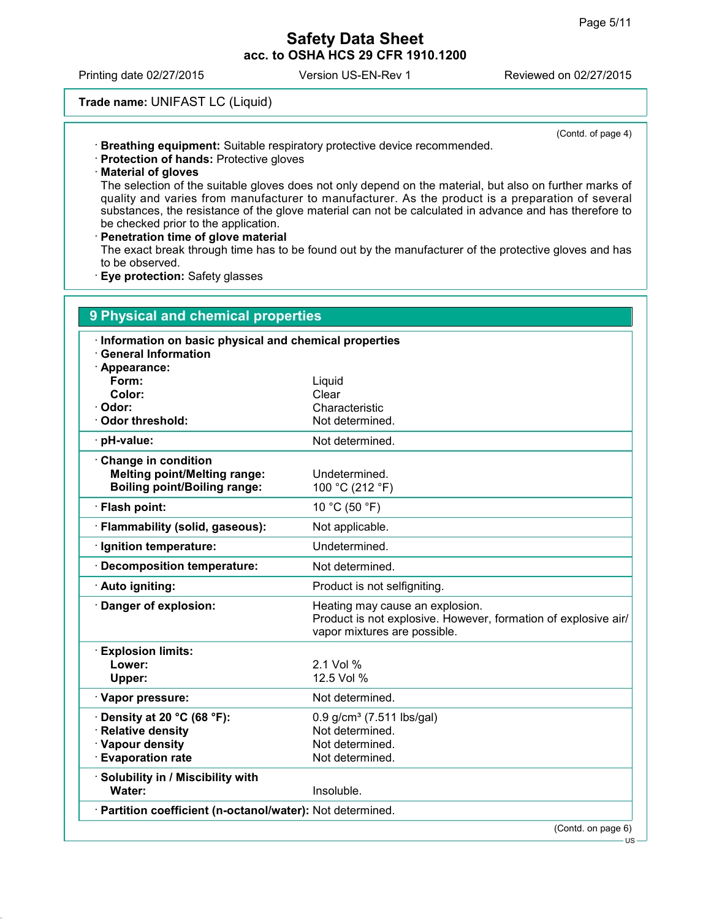**Trade name:** UNIFAST LC (Liquid)

(Contd. of page 4)

· **Breathing equipment:** Suitable respiratory protective device recommended.
· **Protection of hands:** Protective gloves
· **Material of gloves**
The selection of the suitable gloves does not only depend on the material, but also on further marks of quality and varies from manufacturer to manufacturer. As the product is a preparation of several substances, the resistance of the glove material can not be calculated in advance and has therefore to be checked prior to the application.
· **Penetration time of glove material**
The exact break through time has to be found out by the manufacturer of the protective gloves and has to be observed.
· **Eye protection:** Safety glasses

## 9 Physical and chemical properties

· **Information on basic physical and chemical properties**
· **General Information**

| Property | Value |
|---|---|
| · **Appearance:** | |
| **Form:** | Liquid |
| **Color:** | Clear |
| · **Odor:** | Characteristic |
| · **Odor threshold:** | Not determined. |
| · **pH-value:** | Not determined. |
| · **Change in condition** | |
| **Melting point/Melting range:** | Undetermined. |
| **Boiling point/Boiling range:** | 100 °C (212 °F) |
| · **Flash point:** | 10 °C (50 °F) |
| · **Flammability (solid, gaseous):** | Not applicable. |
| · **Ignition temperature:** | Undetermined. |
| · **Decomposition temperature:** | Not determined. |
| · **Auto igniting:** | Product is not selfigniting. |
| · **Danger of explosion:** | Heating may cause an explosion. Product is not explosive. However, formation of explosive air/vapor mixtures are possible. |
| · **Explosion limits:** | |
| **Lower:** | 2.1 Vol % |
| **Upper:** | 12.5 Vol % |
| · **Vapor pressure:** | Not determined. |
| · **Density at 20 °C (68 °F):** | 0.9 g/cm³ (7.511 lbs/gal) |
| · **Relative density** | Not determined. |
| · **Vapour density** | Not determined. |
| · **Evaporation rate** | Not determined. |
| · **Solubility in / Miscibility with** | |
| **Water:** | Insoluble. |
| · **Partition coefficient (n-octanol/water):** | Not determined. |

(Contd. on page 6)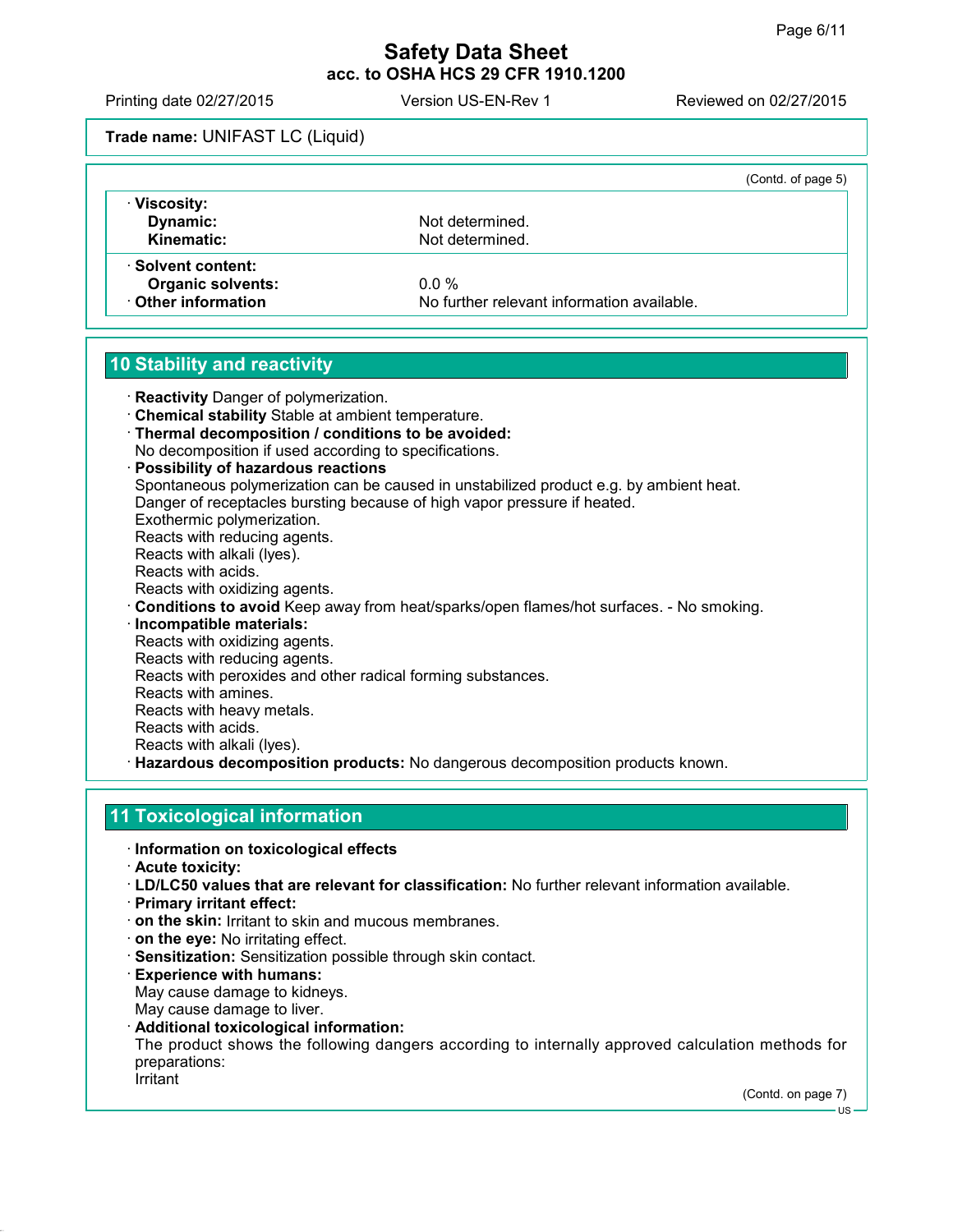Trade name: UNIFAST LC (Liquid)

(Contd. of page 5)

· **Viscosity:**
  **Dynamic:** Not determined.
  **Kinematic:** Not determined.

· **Solvent content:**
  **Organic solvents:** 0.0 %
· **Other information** No further relevant information available.

## 10 Stability and reactivity

· **Reactivity** Danger of polymerization.
· **Chemical stability** Stable at ambient temperature.
· **Thermal decomposition / conditions to be avoided:**
No decomposition if used according to specifications.
· **Possibility of hazardous reactions**
Spontaneous polymerization can be caused in unstabilized product e.g. by ambient heat.
Danger of receptacles bursting because of high vapor pressure if heated.
Exothermic polymerization.
Reacts with reducing agents.
Reacts with alkali (lyes).
Reacts with acids.
Reacts with oxidizing agents.
· **Conditions to avoid** Keep away from heat/sparks/open flames/hot surfaces. - No smoking.
· **Incompatible materials:**
Reacts with oxidizing agents.
Reacts with reducing agents.
Reacts with peroxides and other radical forming substances.
Reacts with amines.
Reacts with heavy metals.
Reacts with acids.
Reacts with alkali (lyes).
· **Hazardous decomposition products:** No dangerous decomposition products known.

## 11 Toxicological information

· **Information on toxicological effects**
· **Acute toxicity:**
· **LD/LC50 values that are relevant for classification:** No further relevant information available.
· **Primary irritant effect:**
· **on the skin:** Irritant to skin and mucous membranes.
· **on the eye:** No irritating effect.
· **Sensitization:** Sensitization possible through skin contact.
· **Experience with humans:**
May cause damage to kidneys.
May cause damage to liver.
· **Additional toxicological information:**
The product shows the following dangers according to internally approved calculation methods for preparations:
Irritant

(Contd. on page 7)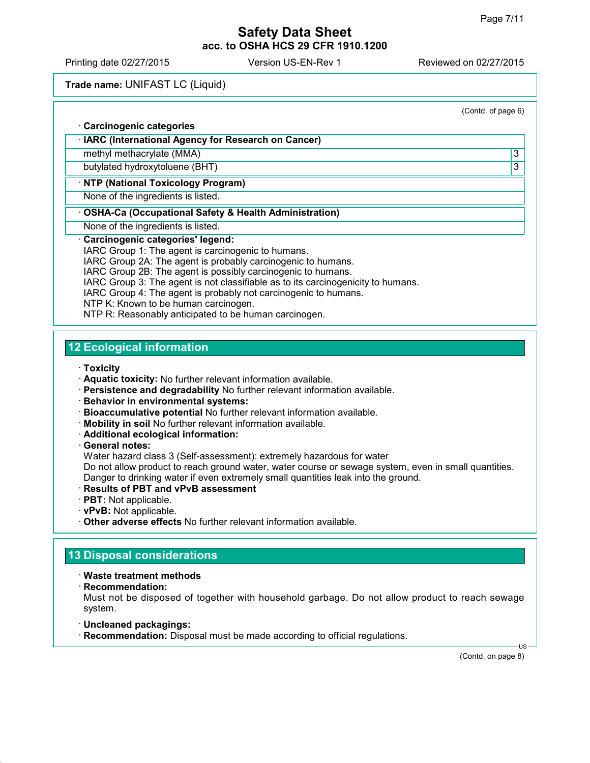(Contd. of page 6)

· **Carcinogenic categories**

| · **IARC (International Agency for Research on Cancer)** | |
|---|---|
| methyl methacrylate (MMA) | 3 |
| butylated hydroxytoluene (BHT) | 3 |

· **NTP (National Toxicology Program)**

None of the ingredients is listed.

· **OSHA-Ca (Occupational Safety & Health Administration)**

None of the ingredients is listed.

· **Carcinogenic categories' legend:**
IARC Group 1: The agent is carcinogenic to humans.
IARC Group 2A: The agent is probably carcinogenic to humans.
IARC Group 2B: The agent is possibly carcinogenic to humans.
IARC Group 3: The agent is not classifiable as to its carcinogenicity to humans.
IARC Group 4: The agent is probably not carcinogenic to humans.
NTP K: Known to be human carcinogen.
NTP R: Reasonably anticipated to be human carcinogen.

## 12 Ecological information

· **Toxicity**
· **Aquatic toxicity:** No further relevant information available.
· **Persistence and degradability** No further relevant information available.
· **Behavior in environmental systems:**
· **Bioaccumulative potential** No further relevant information available.
· **Mobility in soil** No further relevant information available.
· **Additional ecological information:**
· **General notes:**
Water hazard class 3 (Self-assessment): extremely hazardous for water
Do not allow product to reach ground water, water course or sewage system, even in small quantities.
Danger to drinking water if even extremely small quantities leak into the ground.
· **Results of PBT and vPvB assessment**
· **PBT:** Not applicable.
· **vPvB:** Not applicable.
· **Other adverse effects** No further relevant information available.

## 13 Disposal considerations

· **Waste treatment methods**
· **Recommendation:**
Must not be disposed of together with household garbage. Do not allow product to reach sewage system.

· **Uncleaned packagings:**
· **Recommendation:** Disposal must be made according to official regulations.

(Contd. on page 8)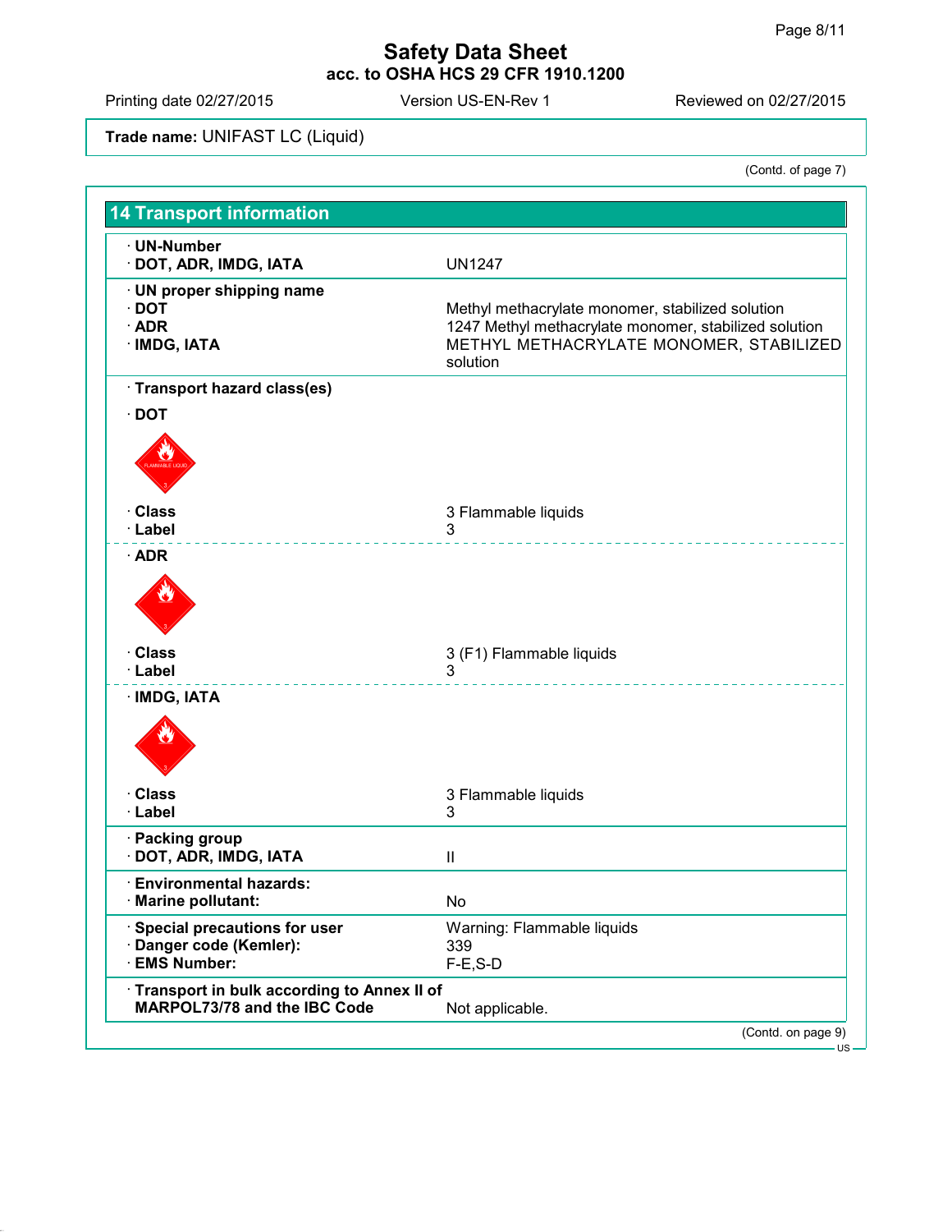# Safety Data Sheet

**acc. to OSHA HCS 29 CFR 1910.1200**

Printing date 02/27/2015 | Version US-EN-Rev 1 | Reviewed on 02/27/2015

**Trade name:** UNIFAST LC (Liquid)

(Contd. of page 7)

## 14 Transport information

· **UN-Number**
· **DOT, ADR, IMDG, IATA** — UN1247

· **UN proper shipping name**
· **DOT** — Methyl methacrylate monomer, stabilized solution
· **ADR** — 1247 Methyl methacrylate monomer, stabilized solution
· **IMDG, IATA** — METHYL METHACRYLATE MONOMER, STABILIZED solution

· **Transport hazard class(es)**

· **DOT**
· **Class** — 3 Flammable liquids
· **Label** — 3

· **ADR**
· **Class** — 3 (F1) Flammable liquids
· **Label** — 3

· **IMDG, IATA**
· **Class** — 3 Flammable liquids
· **Label** — 3

· **Packing group**
· **DOT, ADR, IMDG, IATA** — II

· **Environmental hazards:**
· **Marine pollutant:** — No

· **Special precautions for user** — Warning: Flammable liquids
· **Danger code (Kemler):** — 339
· **EMS Number:** — F-E,S-D

· **Transport in bulk according to Annex II of MARPOL73/78 and the IBC Code** — Not applicable.

(Contd. on page 9)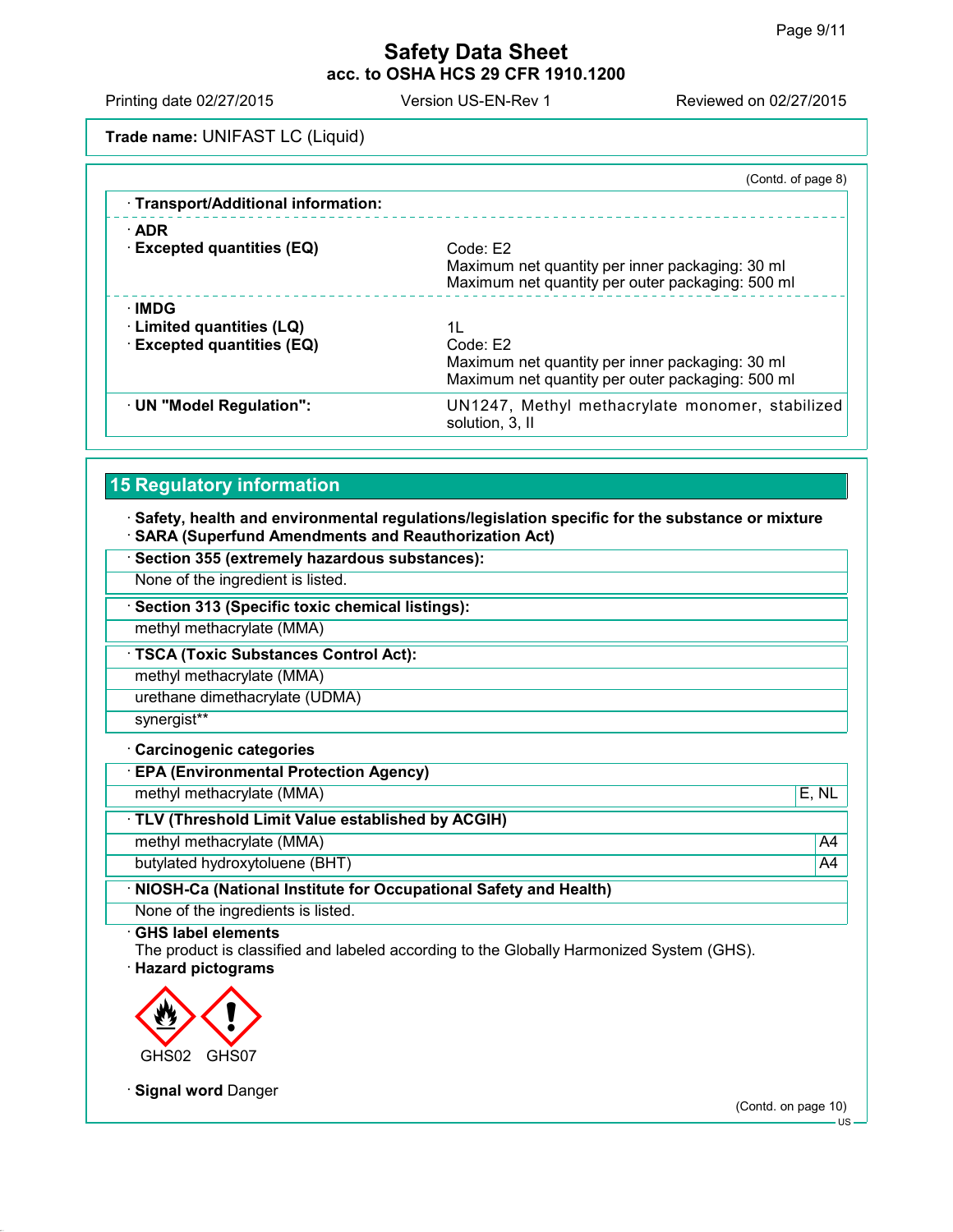**Trade name:** UNIFAST LC (Liquid)

(Contd. of page 8)

· **Transport/Additional information:**

· **ADR**

| | |
|---|---|
| · **Excepted quantities (EQ)** | Code: E2<br>Maximum net quantity per inner packaging: 30 ml<br>Maximum net quantity per outer packaging: 500 ml |

· **IMDG**

| | |
|---|---|
| · **Limited quantities (LQ)** | 1L |
| · **Excepted quantities (EQ)** | Code: E2<br>Maximum net quantity per inner packaging: 30 ml<br>Maximum net quantity per outer packaging: 500 ml |

| | |
|---|---|
| · **UN "Model Regulation":** | UN1247, Methyl methacrylate monomer, stabilized solution, 3, II |

## 15 Regulatory information

· **Safety, health and environmental regulations/legislation specific for the substance or mixture**

· **SARA (Superfund Amendments and Reauthorization Act)**

| · **Section 355 (extremely hazardous substances):** |
|---|
| None of the ingredient is listed. |

| · **Section 313 (Specific toxic chemical listings):** |
|---|
| methyl methacrylate (MMA) |

| · **TSCA (Toxic Substances Control Act):** |
|---|
| methyl methacrylate (MMA) |
| urethane dimethacrylate (UDMA) |
| synergist** |

· **Carcinogenic categories**

| · **EPA (Environmental Protection Agency)** | |
|---|---|
| methyl methacrylate (MMA) | E, NL |

| · **TLV (Threshold Limit Value established by ACGIH)** | |
|---|---|
| methyl methacrylate (MMA) | A4 |
| butylated hydroxytoluene (BHT) | A4 |

| · **NIOSH-Ca (National Institute for Occupational Safety and Health)** |
|---|
| None of the ingredients is listed. |

· **GHS label elements**

The product is classified and labeled according to the Globally Harmonized System (GHS).

· **Hazard pictograms**

GHS02 GHS07

· **Signal word** Danger

(Contd. on page 10)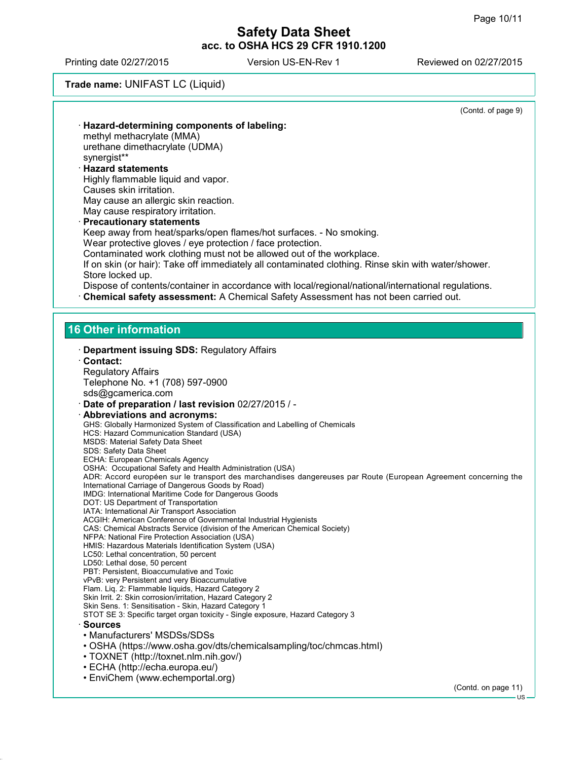(Contd. of page 9)

- **Hazard-determining components of labeling:**
  methyl methacrylate (MMA)
  urethane dimethacrylate (UDMA)
  synergist**
- **Hazard statements**
  Highly flammable liquid and vapor.
  Causes skin irritation.
  May cause an allergic skin reaction.
  May cause respiratory irritation.
- **Precautionary statements**
  Keep away from heat/sparks/open flames/hot surfaces. - No smoking.
  Wear protective gloves / eye protection / face protection.
  Contaminated work clothing must not be allowed out of the workplace.
  If on skin (or hair): Take off immediately all contaminated clothing. Rinse skin with water/shower.
  Store locked up.
  Dispose of contents/container in accordance with local/regional/national/international regulations.
- **Chemical safety assessment:** A Chemical Safety Assessment has not been carried out.

## 16 Other information

- **Department issuing SDS:** Regulatory Affairs
- **Contact:**
  Regulatory Affairs
  Telephone No. +1 (708) 597-0900
  sds@gcamerica.com
- **Date of preparation / last revision** 02/27/2015 / -
- **Abbreviations and acronyms:**
  GHS: Globally Harmonized System of Classification and Labelling of Chemicals
  HCS: Hazard Communication Standard (USA)
  MSDS: Material Safety Data Sheet
  SDS: Safety Data Sheet
  ECHA: European Chemicals Agency
  OSHA: Occupational Safety and Health Administration (USA)
  ADR: Accord européen sur le transport des marchandises dangereuses par Route (European Agreement concerning the International Carriage of Dangerous Goods by Road)
  IMDG: International Maritime Code for Dangerous Goods
  DOT: US Department of Transportation
  IATA: International Air Transport Association
  ACGIH: American Conference of Governmental Industrial Hygienists
  CAS: Chemical Abstracts Service (division of the American Chemical Society)
  NFPA: National Fire Protection Association (USA)
  HMIS: Hazardous Materials Identification System (USA)
  LC50: Lethal concentration, 50 percent
  LD50: Lethal dose, 50 percent
  PBT: Persistent, Bioaccumulative and Toxic
  vPvB: very Persistent and very Bioaccumulative
  Flam. Liq. 2: Flammable liquids, Hazard Category 2
  Skin Irrit. 2: Skin corrosion/irritation, Hazard Category 2
  Skin Sens. 1: Sensitisation - Skin, Hazard Category 1
  STOT SE 3: Specific target organ toxicity - Single exposure, Hazard Category 3
- **Sources**
  - Manufacturers' MSDSs/SDSs
  - OSHA (https://www.osha.gov/dts/chemicalsampling/toc/chmcas.html)
  - TOXNET (http://toxnet.nlm.nih.gov/)
  - ECHA (http://echa.europa.eu/)
  - EnviChem (www.echemportal.org)

(Contd. on page 11)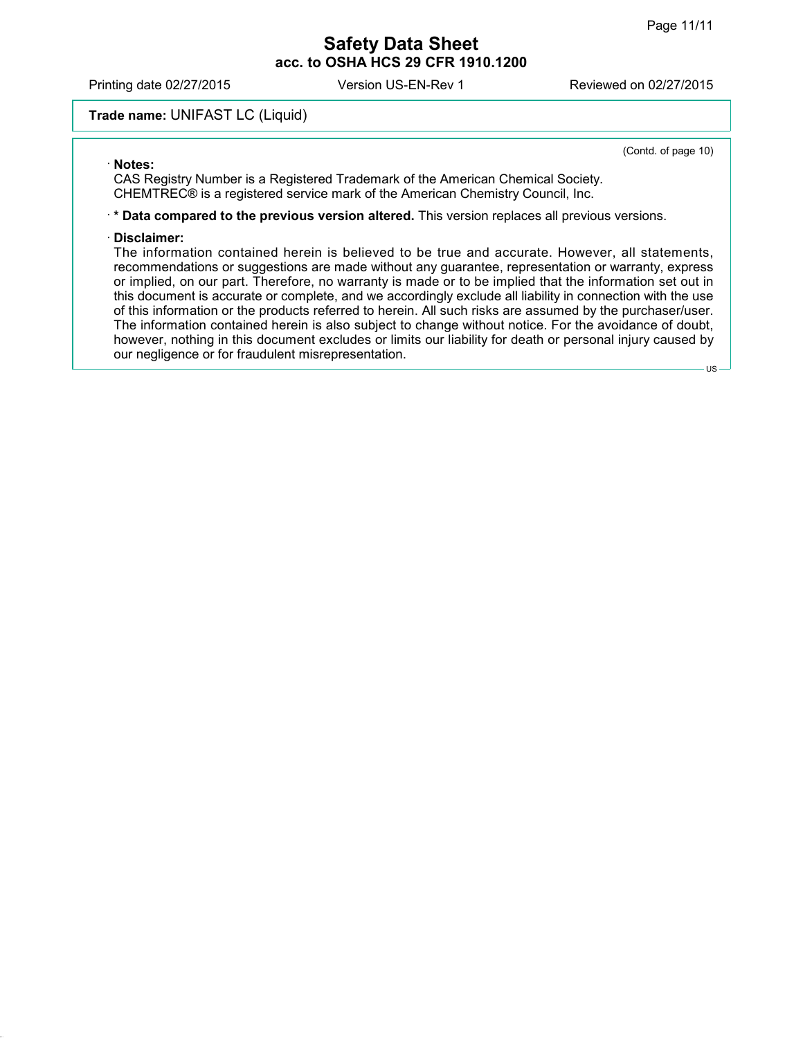(Contd. of page 10)

· **Notes:**
CAS Registry Number is a Registered Trademark of the American Chemical Society.
CHEMTREC® is a registered service mark of the American Chemistry Council, Inc.

· *** Data compared to the previous version altered.** This version replaces all previous versions.

· **Disclaimer:**
The information contained herein is believed to be true and accurate. However, all statements, recommendations or suggestions are made without any guarantee, representation or warranty, express or implied, on our part. Therefore, no warranty is made or to be implied that the information set out in this document is accurate or complete, and we accordingly exclude all liability in connection with the use of this information or the products referred to herein. All such risks are assumed by the purchaser/user. The information contained herein is also subject to change without notice. For the avoidance of doubt, however, nothing in this document excludes or limits our liability for death or personal injury caused by our negligence or for fraudulent misrepresentation.

US